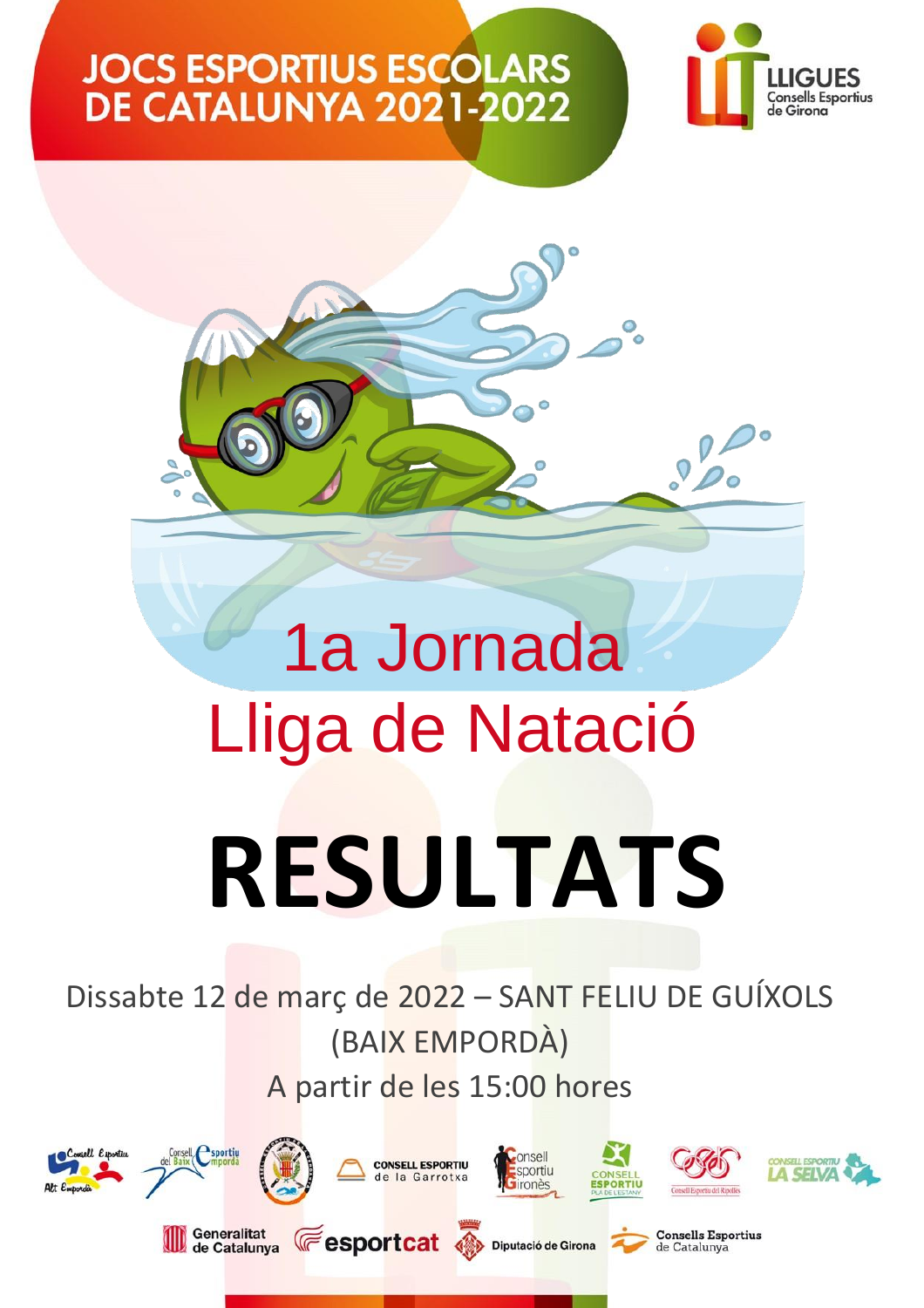# JOCS ESPORTIUS ESCOLARS DE CATALUNYA 2021-2022

LLIGUES
Consells Esportius de Girona

## 1a Jornada
## Lliga de Natació

# RESULTATS

Dissabte 12 de març de 2022 – SANT FELIU DE GUÍXOLS (BAIX EMPORDÀ)

A partir de les 15:00 hores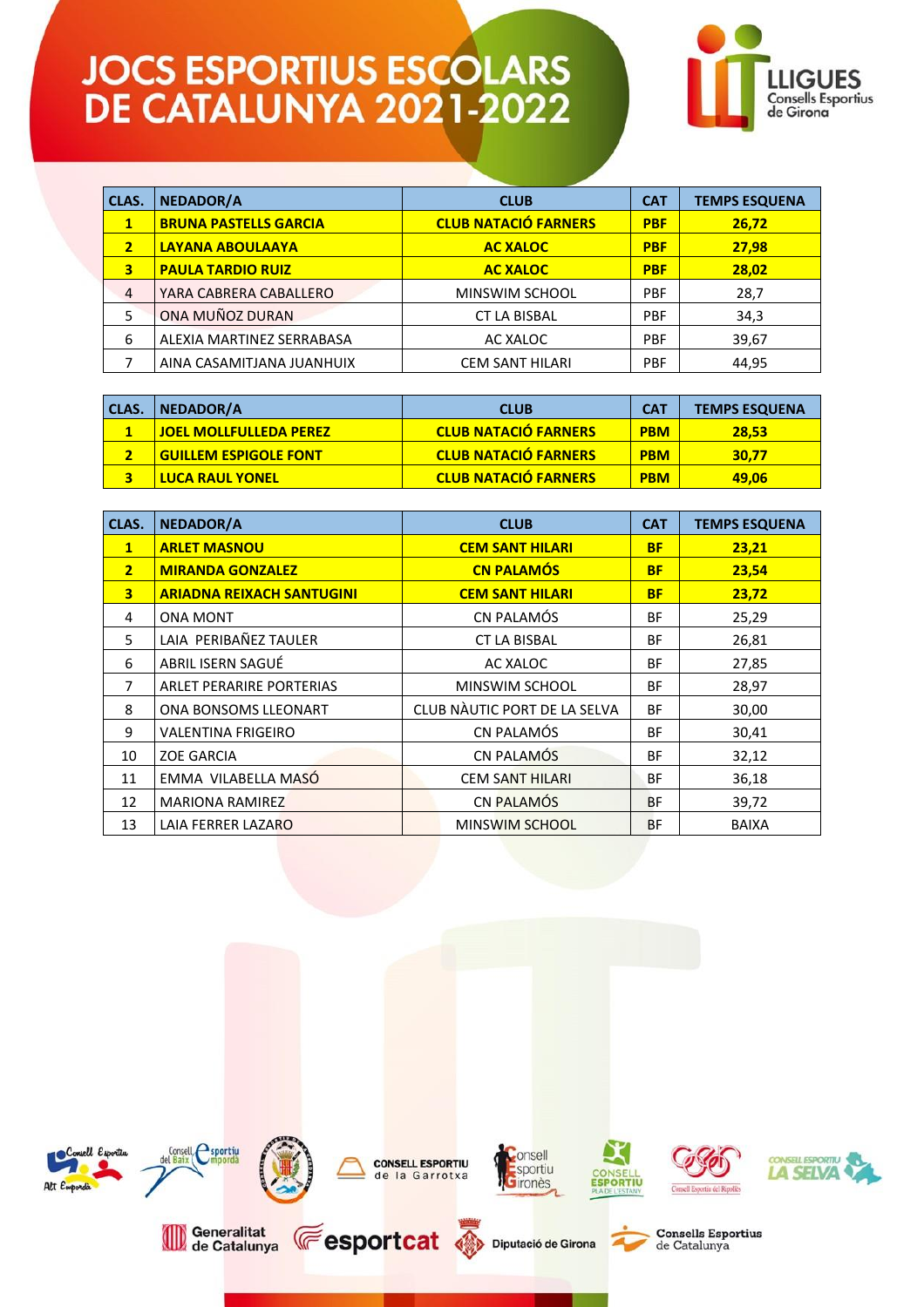# JOCS ESPORTIUS ESCOLARS DE CATALUNYA 2021-2022

LLIGUES Consells Esportius de Girona

| CLAS. | NEDADOR/A | CLUB | CAT | TEMPS ESQUENA |
|---|---|---|---|---|
| **1** | **BRUNA PASTELLS GARCIA** | **CLUB NATACIÓ FARNERS** | **PBF** | **26,72** |
| **2** | **LAYANA ABOULAAYA** | **AC XALOC** | **PBF** | **27,98** |
| **3** | **PAULA TARDIO RUIZ** | **AC XALOC** | **PBF** | **28,02** |
| 4 | YARA CABRERA CABALLERO | MINSWIM SCHOOL | PBF | 28,7 |
| 5 | ONA MUÑOZ DURAN | CT LA BISBAL | PBF | 34,3 |
| 6 | ALEXIA MARTINEZ SERRABASA | AC XALOC | PBF | 39,67 |
| 7 | AINA CASAMITJANA JUANHUIX | CEM SANT HILARI | PBF | 44,95 |

| CLAS. | NEDADOR/A | CLUB | CAT | TEMPS ESQUENA |
|---|---|---|---|---|
| **1** | **JOEL MOLLFULLEDA PEREZ** | **CLUB NATACIÓ FARNERS** | **PBM** | **28,53** |
| **2** | **GUILLEM ESPIGOLE FONT** | **CLUB NATACIÓ FARNERS** | **PBM** | **30,77** |
| **3** | **LUCA RAUL YONEL** | **CLUB NATACIÓ FARNERS** | **PBM** | **49,06** |

| CLAS. | NEDADOR/A | CLUB | CAT | TEMPS ESQUENA |
|---|---|---|---|---|
| **1** | **ARLET MASNOU** | **CEM SANT HILARI** | **BF** | **23,21** |
| **2** | **MIRANDA GONZALEZ** | **CN PALAMÓS** | **BF** | **23,54** |
| **3** | **ARIADNA REIXACH SANTUGINI** | **CEM SANT HILARI** | **BF** | **23,72** |
| 4 | ONA MONT | CN PALAMÓS | BF | 25,29 |
| 5 | LAIA PERIBAÑEZ TAULER | CT LA BISBAL | BF | 26,81 |
| 6 | ABRIL ISERN SAGUÉ | AC XALOC | BF | 27,85 |
| 7 | ARLET PERARIRE PORTERIAS | MINSWIM SCHOOL | BF | 28,97 |
| 8 | ONA BONSOMS LLEONART | CLUB NÀUTIC PORT DE LA SELVA | BF | 30,00 |
| 9 | VALENTINA FRIGEIRO | CN PALAMÓS | BF | 30,41 |
| 10 | ZOE GARCIA | CN PALAMÓS | BF | 32,12 |
| 11 | EMMA VILABELLA MASÓ | CEM SANT HILARI | BF | 36,18 |
| 12 | MARIONA RAMIREZ | CN PALAMÓS | BF | 39,72 |
| 13 | LAIA FERRER LAZARO | MINSWIM SCHOOL | BF | BAIXA |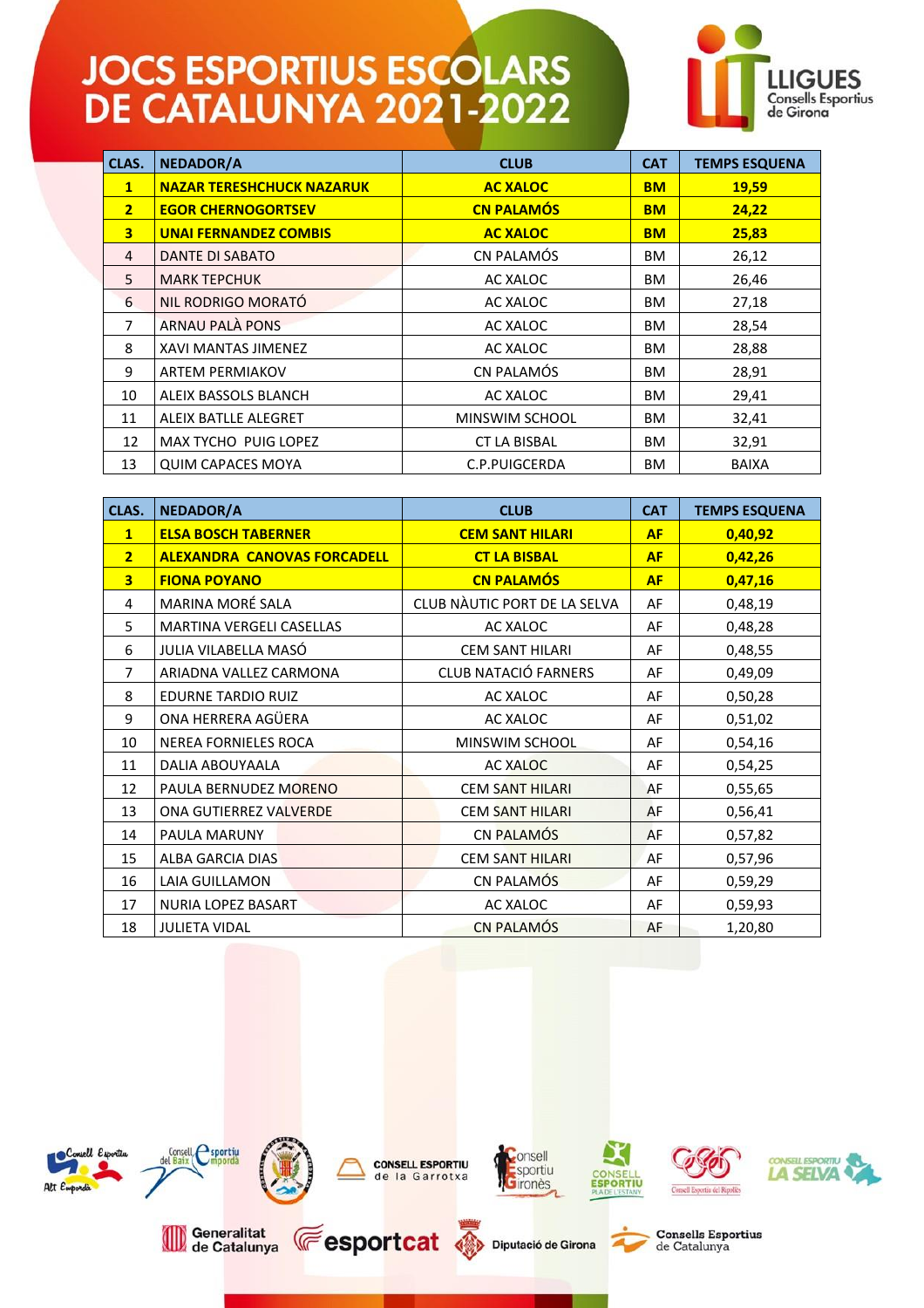# JOCS ESPORTIUS ESCOLARS DE CATALUNYA 2021-2022

LLIGUES Consells Esportius de Girona

| CLAS. | NEDADOR/A | CLUB | CAT | TEMPS ESQUENA |
|---|---|---|---|---|
| **1** | **NAZAR TERESHCHUCK NAZARUK** | **AC XALOC** | **BM** | **19,59** |
| **2** | **EGOR CHERNOGORTSEV** | **CN PALAMÓS** | **BM** | **24,22** |
| **3** | **UNAI FERNANDEZ COMBIS** | **AC XALOC** | **BM** | **25,83** |
| 4 | DANTE DI SABATO | CN PALAMÓS | BM | 26,12 |
| 5 | MARK TEPCHUK | AC XALOC | BM | 26,46 |
| 6 | NIL RODRIGO MORATÓ | AC XALOC | BM | 27,18 |
| 7 | ARNAU PALÀ PONS | AC XALOC | BM | 28,54 |
| 8 | XAVI MANTAS JIMENEZ | AC XALOC | BM | 28,88 |
| 9 | ARTEM PERMIAKOV | CN PALAMÓS | BM | 28,91 |
| 10 | ALEIX BASSOLS BLANCH | AC XALOC | BM | 29,41 |
| 11 | ALEIX BATLLE ALEGRET | MINSWIM SCHOOL | BM | 32,41 |
| 12 | MAX TYCHO PUIG LOPEZ | CT LA BISBAL | BM | 32,91 |
| 13 | QUIM CAPACES MOYA | C.P.PUIGCERDA | BM | BAIXA |

| CLAS. | NEDADOR/A | CLUB | CAT | TEMPS ESQUENA |
|---|---|---|---|---|
| **1** | **ELSA BOSCH TABERNER** | **CEM SANT HILARI** | **AF** | **0,40,92** |
| **2** | **ALEXANDRA CANOVAS FORCADELL** | **CT LA BISBAL** | **AF** | **0,42,26** |
| **3** | **FIONA POYANO** | **CN PALAMÓS** | **AF** | **0,47,16** |
| 4 | MARINA MORÉ SALA | CLUB NÀUTIC PORT DE LA SELVA | AF | 0,48,19 |
| 5 | MARTINA VERGELI CASELLAS | AC XALOC | AF | 0,48,28 |
| 6 | JULIA VILABELLA MASÓ | CEM SANT HILARI | AF | 0,48,55 |
| 7 | ARIADNA VALLEZ CARMONA | CLUB NATACIÓ FARNERS | AF | 0,49,09 |
| 8 | EDURNE TARDIO RUIZ | AC XALOC | AF | 0,50,28 |
| 9 | ONA HERRERA AGÜERA | AC XALOC | AF | 0,51,02 |
| 10 | NEREA FORNIELES ROCA | MINSWIM SCHOOL | AF | 0,54,16 |
| 11 | DALIA ABOUYAALA | AC XALOC | AF | 0,54,25 |
| 12 | PAULA BERNUDEZ MORENO | CEM SANT HILARI | AF | 0,55,65 |
| 13 | ONA GUTIERREZ VALVERDE | CEM SANT HILARI | AF | 0,56,41 |
| 14 | PAULA MARUNY | CN PALAMÓS | AF | 0,57,82 |
| 15 | ALBA GARCIA DIAS | CEM SANT HILARI | AF | 0,57,96 |
| 16 | LAIA GUILLAMON | CN PALAMÓS | AF | 0,59,29 |
| 17 | NURIA LOPEZ BASART | AC XALOC | AF | 0,59,93 |
| 18 | JULIETA VIDAL | CN PALAMÓS | AF | 1,20,80 |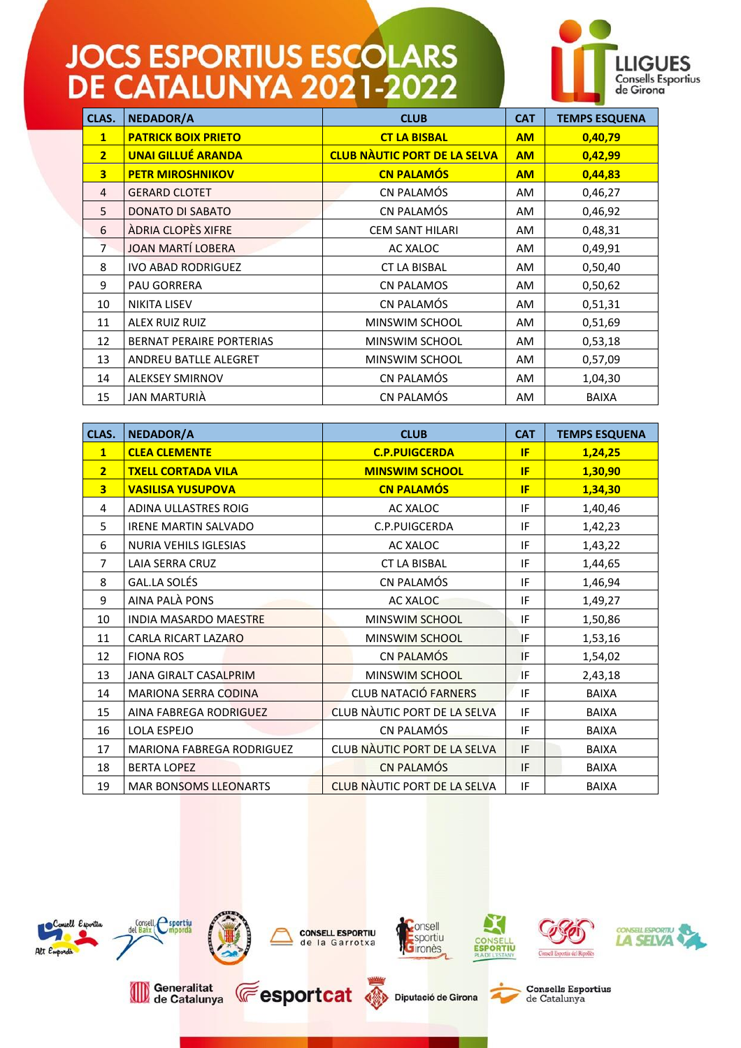# JOCS ESPORTIUS ESCOLARS DE CATALUNYA 2021-2022

LLIGUES Consells Esportius de Girona

| CLAS. | NEDADOR/A | CLUB | CAT | TEMPS ESQUENA |
|---|---|---|---|---|
| **1** | **PATRICK BOIX PRIETO** | **CT LA BISBAL** | **AM** | **0,40,79** |
| **2** | **UNAI GILLUÉ ARANDA** | **CLUB NÀUTIC PORT DE LA SELVA** | **AM** | **0,42,99** |
| **3** | **PETR MIROSHNIKOV** | **CN PALAMÓS** | **AM** | **0,44,83** |
| 4 | GERARD CLOTET | CN PALAMÓS | AM | 0,46,27 |
| 5 | DONATO DI SABATO | CN PALAMÓS | AM | 0,46,92 |
| 6 | ÀDRIA CLOPÈS XIFRE | CEM SANT HILARI | AM | 0,48,31 |
| 7 | JOAN MARTÍ LOBERA | AC XALOC | AM | 0,49,91 |
| 8 | IVO ABAD RODRIGUEZ | CT LA BISBAL | AM | 0,50,40 |
| 9 | PAU GORRERA | CN PALAMOS | AM | 0,50,62 |
| 10 | NIKITA LISEV | CN PALAMÓS | AM | 0,51,31 |
| 11 | ALEX RUIZ RUIZ | MINSWIM SCHOOL | AM | 0,51,69 |
| 12 | BERNAT PERAIRE PORTERIAS | MINSWIM SCHOOL | AM | 0,53,18 |
| 13 | ANDREU BATLLE ALEGRET | MINSWIM SCHOOL | AM | 0,57,09 |
| 14 | ALEKSEY SMIRNOV | CN PALAMÓS | AM | 1,04,30 |
| 15 | JAN MARTURIÀ | CN PALAMÓS | AM | BAIXA |

| CLAS. | NEDADOR/A | CLUB | CAT | TEMPS ESQUENA |
|---|---|---|---|---|
| **1** | **CLEA CLEMENTE** | **C.P.PUIGCERDA** | **IF** | **1,24,25** |
| **2** | **TXELL CORTADA VILA** | **MINSWIM SCHOOL** | **IF** | **1,30,90** |
| **3** | **VASILISA YUSUPOVA** | **CN PALAMÓS** | **IF** | **1,34,30** |
| 4 | ADINA ULLASTRES ROIG | AC XALOC | IF | 1,40,46 |
| 5 | IRENE MARTIN SALVADO | C.P.PUIGCERDA | IF | 1,42,23 |
| 6 | NURIA VEHILS IGLESIAS | AC XALOC | IF | 1,43,22 |
| 7 | LAIA SERRA CRUZ | CT LA BISBAL | IF | 1,44,65 |
| 8 | GAL.LA SOLÉS | CN PALAMÓS | IF | 1,46,94 |
| 9 | AINA PALÀ PONS | AC XALOC | IF | 1,49,27 |
| 10 | INDIA MASARDO MAESTRE | MINSWIM SCHOOL | IF | 1,50,86 |
| 11 | CARLA RICART LAZARO | MINSWIM SCHOOL | IF | 1,53,16 |
| 12 | FIONA ROS | CN PALAMÓS | IF | 1,54,02 |
| 13 | JANA GIRALT CASALPRIM | MINSWIM SCHOOL | IF | 2,43,18 |
| 14 | MARIONA SERRA CODINA | CLUB NATACIÓ FARNERS | IF | BAIXA |
| 15 | AINA FABREGA RODRIGUEZ | CLUB NÀUTIC PORT DE LA SELVA | IF | BAIXA |
| 16 | LOLA ESPEJO | CN PALAMÓS | IF | BAIXA |
| 17 | MARIONA FABREGA RODRIGUEZ | CLUB NÀUTIC PORT DE LA SELVA | IF | BAIXA |
| 18 | BERTA LOPEZ | CN PALAMÓS | IF | BAIXA |
| 19 | MAR BONSOMS LLEONARTS | CLUB NÀUTIC PORT DE LA SELVA | IF | BAIXA |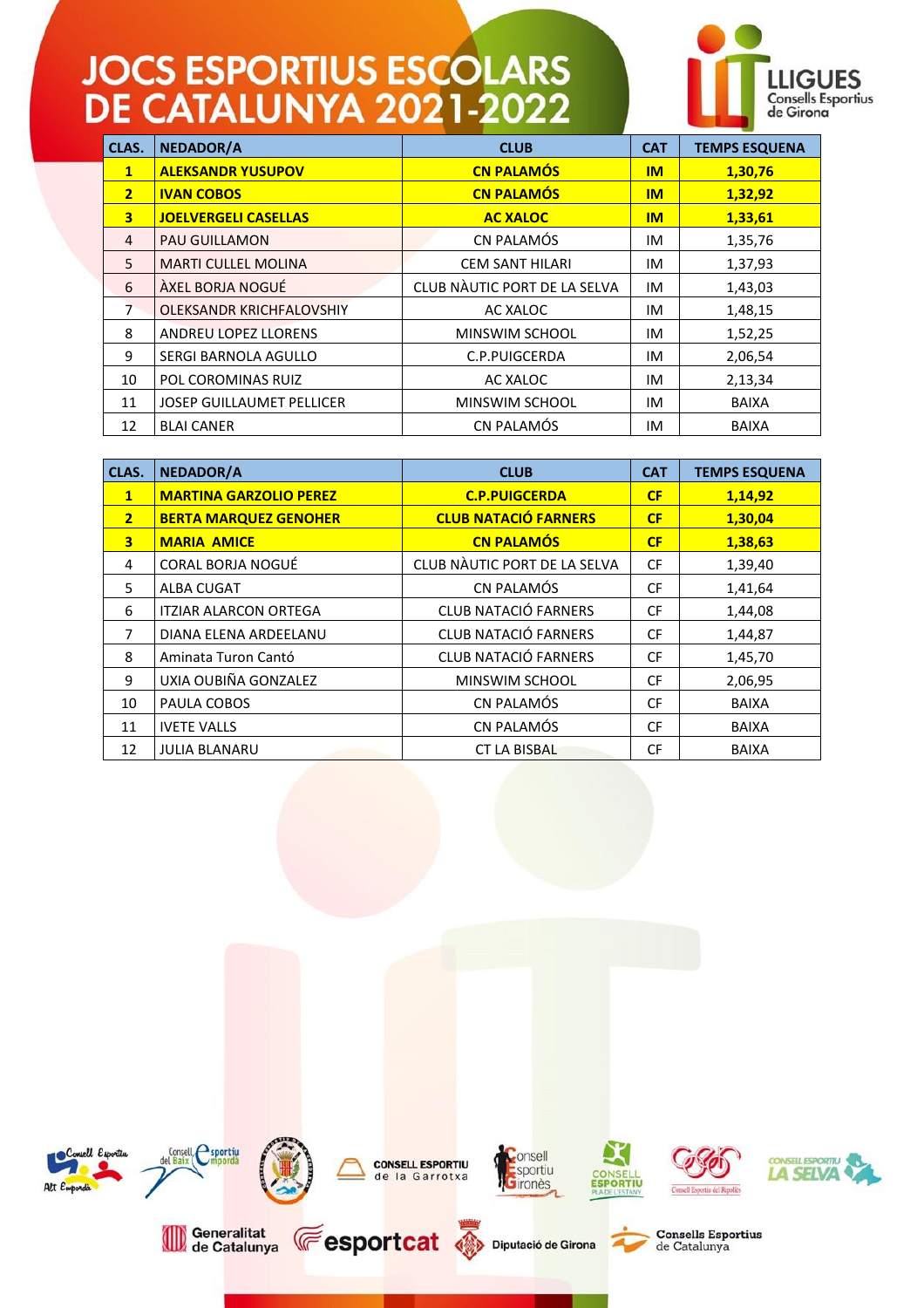# JOCS ESPORTIUS ESCOLARS DE CATALUNYA 2021-2022

LLIGUES Consells Esportius de Girona

| CLAS. | NEDADOR/A | CLUB | CAT | TEMPS ESQUENA |
|---|---|---|---|---|
| **1** | **ALEKSANDR YUSUPOV** | **CN PALAMÓS** | **IM** | **1,30,76** |
| **2** | **IVAN COBOS** | **CN PALAMÓS** | **IM** | **1,32,92** |
| **3** | **JOELVERGELI CASELLAS** | **AC XALOC** | **IM** | **1,33,61** |
| 4 | PAU GUILLAMON | CN PALAMÓS | IM | 1,35,76 |
| 5 | MARTI CULLEL MOLINA | CEM SANT HILARI | IM | 1,37,93 |
| 6 | ÀXEL BORJA NOGUÉ | CLUB NÀUTIC PORT DE LA SELVA | IM | 1,43,03 |
| 7 | OLEKSANDR KRICHFALOVSHIY | AC XALOC | IM | 1,48,15 |
| 8 | ANDREU LOPEZ LLORENS | MINSWIM SCHOOL | IM | 1,52,25 |
| 9 | SERGI BARNOLA AGULLO | C.P.PUIGCERDA | IM | 2,06,54 |
| 10 | POL COROMINAS RUIZ | AC XALOC | IM | 2,13,34 |
| 11 | JOSEP GUILLAUMET PELLICER | MINSWIM SCHOOL | IM | BAIXA |
| 12 | BLAI CANER | CN PALAMÓS | IM | BAIXA |

| CLAS. | NEDADOR/A | CLUB | CAT | TEMPS ESQUENA |
|---|---|---|---|---|
| **1** | **MARTINA GARZOLIO PEREZ** | **C.P.PUIGCERDA** | **CF** | **1,14,92** |
| **2** | **BERTA MARQUEZ GENOHER** | **CLUB NATACIÓ FARNERS** | **CF** | **1,30,04** |
| **3** | **MARIA AMICE** | **CN PALAMÓS** | **CF** | **1,38,63** |
| 4 | CORAL BORJA NOGUÉ | CLUB NÀUTIC PORT DE LA SELVA | CF | 1,39,40 |
| 5 | ALBA CUGAT | CN PALAMÓS | CF | 1,41,64 |
| 6 | ITZIAR ALARCON ORTEGA | CLUB NATACIÓ FARNERS | CF | 1,44,08 |
| 7 | DIANA ELENA ARDEELANU | CLUB NATACIÓ FARNERS | CF | 1,44,87 |
| 8 | Aminata Turon Cantó | CLUB NATACIÓ FARNERS | CF | 1,45,70 |
| 9 | UXIA OUBIÑA GONZALEZ | MINSWIM SCHOOL | CF | 2,06,95 |
| 10 | PAULA COBOS | CN PALAMÓS | CF | BAIXA |
| 11 | IVETE VALLS | CN PALAMÓS | CF | BAIXA |
| 12 | JULIA BLANARU | CT LA BISBAL | CF | BAIXA |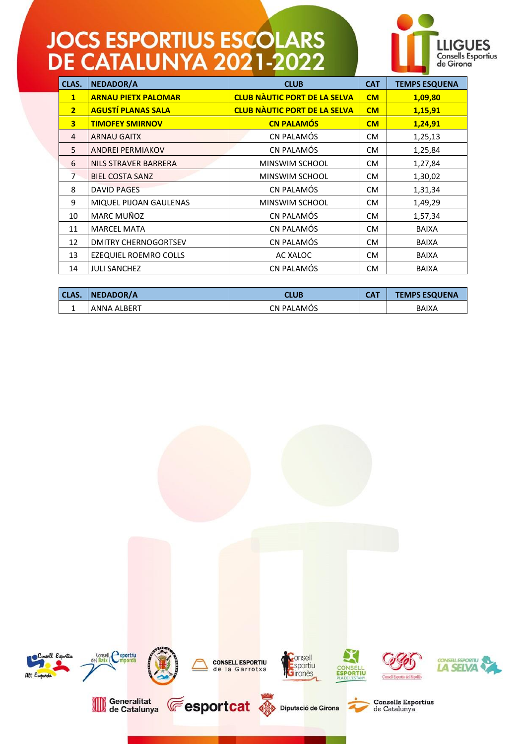# JOCS ESPORTIUS ESCOLARS DE CATALUNYA 2021-2022

| CLAS. | NEDADOR/A | CLUB | CAT | TEMPS ESQUENA |
|---|---|---|---|---|
| **1** | **ARNAU PIETX PALOMAR** | **CLUB NÀUTIC PORT DE LA SELVA** | **CM** | **1,09,80** |
| **2** | **AGUSTÍ PLANAS SALA** | **CLUB NÀUTIC PORT DE LA SELVA** | **CM** | **1,15,91** |
| **3** | **TIMOFEY SMIRNOV** | **CN PALAMÓS** | **CM** | **1,24,91** |
| 4 | ARNAU GAITX | CN PALAMÓS | CM | 1,25,13 |
| 5 | ANDREI PERMIAKOV | CN PALAMÓS | CM | 1,25,84 |
| 6 | NILS STRAVER BARRERA | MINSWIM SCHOOL | CM | 1,27,84 |
| 7 | BIEL COSTA SANZ | MINSWIM SCHOOL | CM | 1,30,02 |
| 8 | DAVID PAGES | CN PALAMÓS | CM | 1,31,34 |
| 9 | MIQUEL PIJOAN GAULENAS | MINSWIM SCHOOL | CM | 1,49,29 |
| 10 | MARC MUÑOZ | CN PALAMÓS | CM | 1,57,34 |
| 11 | MARCEL MATA | CN PALAMÓS | CM | BAIXA |
| 12 | DMITRY CHERNOGORTSEV | CN PALAMÓS | CM | BAIXA |
| 13 | EZEQUIEL ROEMRO COLLS | AC XALOC | CM | BAIXA |
| 14 | JULI SANCHEZ | CN PALAMÓS | CM | BAIXA |

| CLAS. | NEDADOR/A | CLUB | CAT | TEMPS ESQUENA |
|---|---|---|---|---|
| 1 | ANNA ALBERT | CN PALAMÓS | | BAIXA |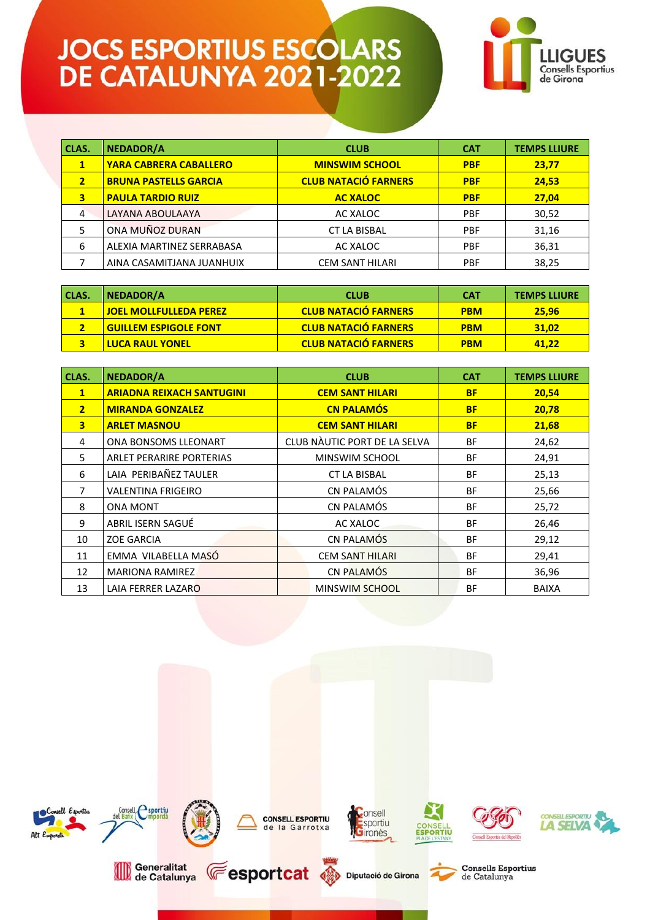# JOCS ESPORTIUS ESCOLARS DE CATALUNYA 2021-2022

LLIGUES Consells Esportius de Girona

| CLAS. | NEDADOR/A | CLUB | CAT | TEMPS LLIURE |
|---|---|---|---|---|
| **1** | **YARA CABRERA CABALLERO** | **MINSWIM SCHOOL** | **PBF** | **23,77** |
| **2** | **BRUNA PASTELLS GARCIA** | **CLUB NATACIÓ FARNERS** | **PBF** | **24,53** |
| **3** | **PAULA TARDIO RUIZ** | **AC XALOC** | **PBF** | **27,04** |
| 4 | LAYANA ABOULAAYA | AC XALOC | PBF | 30,52 |
| 5 | ONA MUÑOZ DURAN | CT LA BISBAL | PBF | 31,16 |
| 6 | ALEXIA MARTINEZ SERRABASA | AC XALOC | PBF | 36,31 |
| 7 | AINA CASAMITJANA JUANHUIX | CEM SANT HILARI | PBF | 38,25 |

| CLAS. | NEDADOR/A | CLUB | CAT | TEMPS LLIURE |
|---|---|---|---|---|
| **1** | **JOEL MOLLFULLEDA PEREZ** | **CLUB NATACIÓ FARNERS** | **PBM** | **25,96** |
| **2** | **GUILLEM ESPIGOLE FONT** | **CLUB NATACIÓ FARNERS** | **PBM** | **31,02** |
| **3** | **LUCA RAUL YONEL** | **CLUB NATACIÓ FARNERS** | **PBM** | **41,22** |

| CLAS. | NEDADOR/A | CLUB | CAT | TEMPS LLIURE |
|---|---|---|---|---|
| **1** | **ARIADNA REIXACH SANTUGINI** | **CEM SANT HILARI** | **BF** | **20,54** |
| **2** | **MIRANDA GONZALEZ** | **CN PALAMÓS** | **BF** | **20,78** |
| **3** | **ARLET MASNOU** | **CEM SANT HILARI** | **BF** | **21,68** |
| 4 | ONA BONSOMS LLEONART | CLUB NÀUTIC PORT DE LA SELVA | BF | 24,62 |
| 5 | ARLET PERARIRE PORTERIAS | MINSWIM SCHOOL | BF | 24,91 |
| 6 | LAIA PERIBAÑEZ TAULER | CT LA BISBAL | BF | 25,13 |
| 7 | VALENTINA FRIGEIRO | CN PALAMÓS | BF | 25,66 |
| 8 | ONA MONT | CN PALAMÓS | BF | 25,72 |
| 9 | ABRIL ISERN SAGUÉ | AC XALOC | BF | 26,46 |
| 10 | ZOE GARCIA | CN PALAMÓS | BF | 29,12 |
| 11 | EMMA VILABELLA MASÓ | CEM SANT HILARI | BF | 29,41 |
| 12 | MARIONA RAMIREZ | CN PALAMÓS | BF | 36,96 |
| 13 | LAIA FERRER LAZARO | MINSWIM SCHOOL | BF | BAIXA |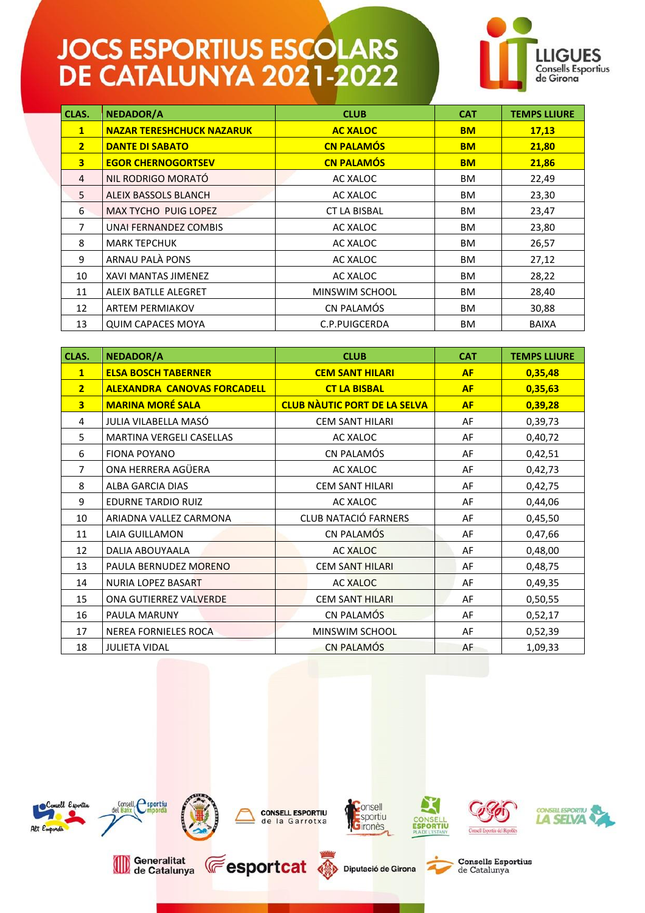# JOCS ESPORTIUS ESCOLARS DE CATALUNYA 2021-2022

LLIGUES Consells Esportius de Girona

| CLAS. | NEDADOR/A | CLUB | CAT | TEMPS LLIURE |
|---|---|---|---|---|
| **1** | **NAZAR TERESHCHUCK NAZARUK** | **AC XALOC** | **BM** | **17,13** |
| **2** | **DANTE DI SABATO** | **CN PALAMÓS** | **BM** | **21,80** |
| **3** | **EGOR CHERNOGORTSEV** | **CN PALAMÓS** | **BM** | **21,86** |
| 4 | NIL RODRIGO MORATÓ | AC XALOC | BM | 22,49 |
| 5 | ALEIX BASSOLS BLANCH | AC XALOC | BM | 23,30 |
| 6 | MAX TYCHO PUIG LOPEZ | CT LA BISBAL | BM | 23,47 |
| 7 | UNAI FERNANDEZ COMBIS | AC XALOC | BM | 23,80 |
| 8 | MARK TEPCHUK | AC XALOC | BM | 26,57 |
| 9 | ARNAU PALÀ PONS | AC XALOC | BM | 27,12 |
| 10 | XAVI MANTAS JIMENEZ | AC XALOC | BM | 28,22 |
| 11 | ALEIX BATLLE ALEGRET | MINSWIM SCHOOL | BM | 28,40 |
| 12 | ARTEM PERMIAKOV | CN PALAMÓS | BM | 30,88 |
| 13 | QUIM CAPACES MOYA | C.P.PUIGCERDA | BM | BAIXA |

| CLAS. | NEDADOR/A | CLUB | CAT | TEMPS LLIURE |
|---|---|---|---|---|
| **1** | **ELSA BOSCH TABERNER** | **CEM SANT HILARI** | **AF** | **0,35,48** |
| **2** | **ALEXANDRA CANOVAS FORCADELL** | **CT LA BISBAL** | **AF** | **0,35,63** |
| **3** | **MARINA MORÉ SALA** | **CLUB NÀUTIC PORT DE LA SELVA** | **AF** | **0,39,28** |
| 4 | JULIA VILABELLA MASÓ | CEM SANT HILARI | AF | 0,39,73 |
| 5 | MARTINA VERGELI CASELLAS | AC XALOC | AF | 0,40,72 |
| 6 | FIONA POYANO | CN PALAMÓS | AF | 0,42,51 |
| 7 | ONA HERRERA AGÜERA | AC XALOC | AF | 0,42,73 |
| 8 | ALBA GARCIA DIAS | CEM SANT HILARI | AF | 0,42,75 |
| 9 | EDURNE TARDIO RUIZ | AC XALOC | AF | 0,44,06 |
| 10 | ARIADNA VALLEZ CARMONA | CLUB NATACIÓ FARNERS | AF | 0,45,50 |
| 11 | LAIA GUILLAMON | CN PALAMÓS | AF | 0,47,66 |
| 12 | DALIA ABOUYAALA | AC XALOC | AF | 0,48,00 |
| 13 | PAULA BERNUDEZ MORENO | CEM SANT HILARI | AF | 0,48,75 |
| 14 | NURIA LOPEZ BASART | AC XALOC | AF | 0,49,35 |
| 15 | ONA GUTIERREZ VALVERDE | CEM SANT HILARI | AF | 0,50,55 |
| 16 | PAULA MARUNY | CN PALAMÓS | AF | 0,52,17 |
| 17 | NEREA FORNIELES ROCA | MINSWIM SCHOOL | AF | 0,52,39 |
| 18 | JULIETA VIDAL | CN PALAMÓS | AF | 1,09,33 |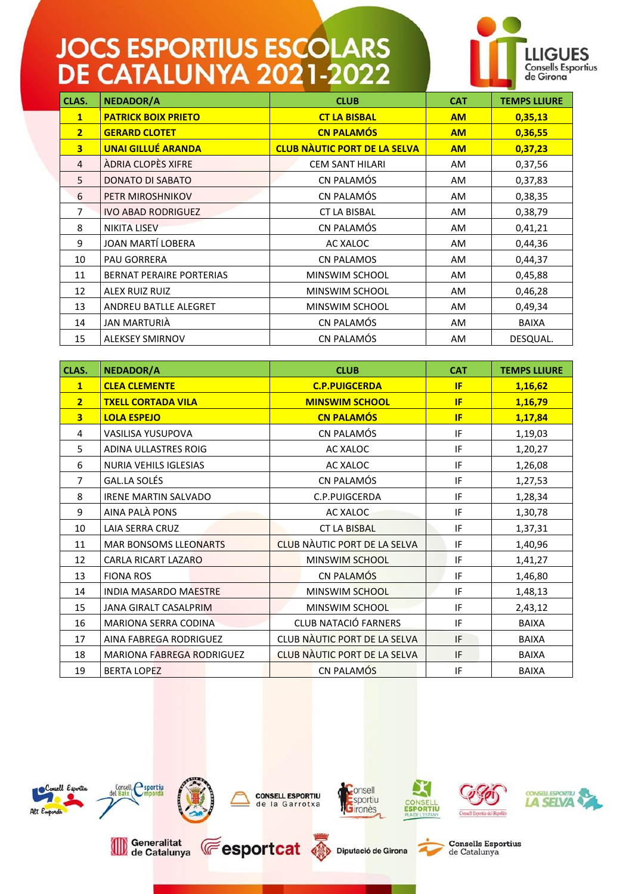# JOCS ESPORTIUS ESCOLARS DE CATALUNYA 2021-2022

LLIGUES Consells Esportius de Girona

| CLAS. | NEDADOR/A | CLUB | CAT | TEMPS LLIURE |
|---|---|---|---|---|
| **1** | **PATRICK BOIX PRIETO** | **CT LA BISBAL** | **AM** | **0,35,13** |
| **2** | **GERARD CLOTET** | **CN PALAMÓS** | **AM** | **0,36,55** |
| **3** | **UNAI GILLUÉ ARANDA** | **CLUB NÀUTIC PORT DE LA SELVA** | **AM** | **0,37,23** |
| 4 | ÀDRIA CLOPÈS XIFRE | CEM SANT HILARI | AM | 0,37,56 |
| 5 | DONATO DI SABATO | CN PALAMÓS | AM | 0,37,83 |
| 6 | PETR MIROSHNIKOV | CN PALAMÓS | AM | 0,38,35 |
| 7 | IVO ABAD RODRIGUEZ | CT LA BISBAL | AM | 0,38,79 |
| 8 | NIKITA LISEV | CN PALAMÓS | AM | 0,41,21 |
| 9 | JOAN MARTÍ LOBERA | AC XALOC | AM | 0,44,36 |
| 10 | PAU GORRERA | CN PALAMOS | AM | 0,44,37 |
| 11 | BERNAT PERAIRE PORTERIAS | MINSWIM SCHOOL | AM | 0,45,88 |
| 12 | ALEX RUIZ RUIZ | MINSWIM SCHOOL | AM | 0,46,28 |
| 13 | ANDREU BATLLE ALEGRET | MINSWIM SCHOOL | AM | 0,49,34 |
| 14 | JAN MARTURIÀ | CN PALAMÓS | AM | BAIXA |
| 15 | ALEKSEY SMIRNOV | CN PALAMÓS | AM | DESQUAL. |

| CLAS. | NEDADOR/A | CLUB | CAT | TEMPS LLIURE |
|---|---|---|---|---|
| **1** | **CLEA CLEMENTE** | **C.P.PUIGCERDA** | **IF** | **1,16,62** |
| **2** | **TXELL CORTADA VILA** | **MINSWIM SCHOOL** | **IF** | **1,16,79** |
| **3** | **LOLA ESPEJO** | **CN PALAMÓS** | **IF** | **1,17,84** |
| 4 | VASILISA YUSUPOVA | CN PALAMÓS | IF | 1,19,03 |
| 5 | ADINA ULLASTRES ROIG | AC XALOC | IF | 1,20,27 |
| 6 | NURIA VEHILS IGLESIAS | AC XALOC | IF | 1,26,08 |
| 7 | GAL.LA SOLÉS | CN PALAMÓS | IF | 1,27,53 |
| 8 | IRENE MARTIN SALVADO | C.P.PUIGCERDA | IF | 1,28,34 |
| 9 | AINA PALÀ PONS | AC XALOC | IF | 1,30,78 |
| 10 | LAIA SERRA CRUZ | CT LA BISBAL | IF | 1,37,31 |
| 11 | MAR BONSOMS LLEONARTS | CLUB NÀUTIC PORT DE LA SELVA | IF | 1,40,96 |
| 12 | CARLA RICART LAZARO | MINSWIM SCHOOL | IF | 1,41,27 |
| 13 | FIONA ROS | CN PALAMÓS | IF | 1,46,80 |
| 14 | INDIA MASARDO MAESTRE | MINSWIM SCHOOL | IF | 1,48,13 |
| 15 | JANA GIRALT CASALPRIM | MINSWIM SCHOOL | IF | 2,43,12 |
| 16 | MARIONA SERRA CODINA | CLUB NATACIÓ FARNERS | IF | BAIXA |
| 17 | AINA FABREGA RODRIGUEZ | CLUB NÀUTIC PORT DE LA SELVA | IF | BAIXA |
| 18 | MARIONA FABREGA RODRIGUEZ | CLUB NÀUTIC PORT DE LA SELVA | IF | BAIXA |
| 19 | BERTA LOPEZ | CN PALAMÓS | IF | BAIXA |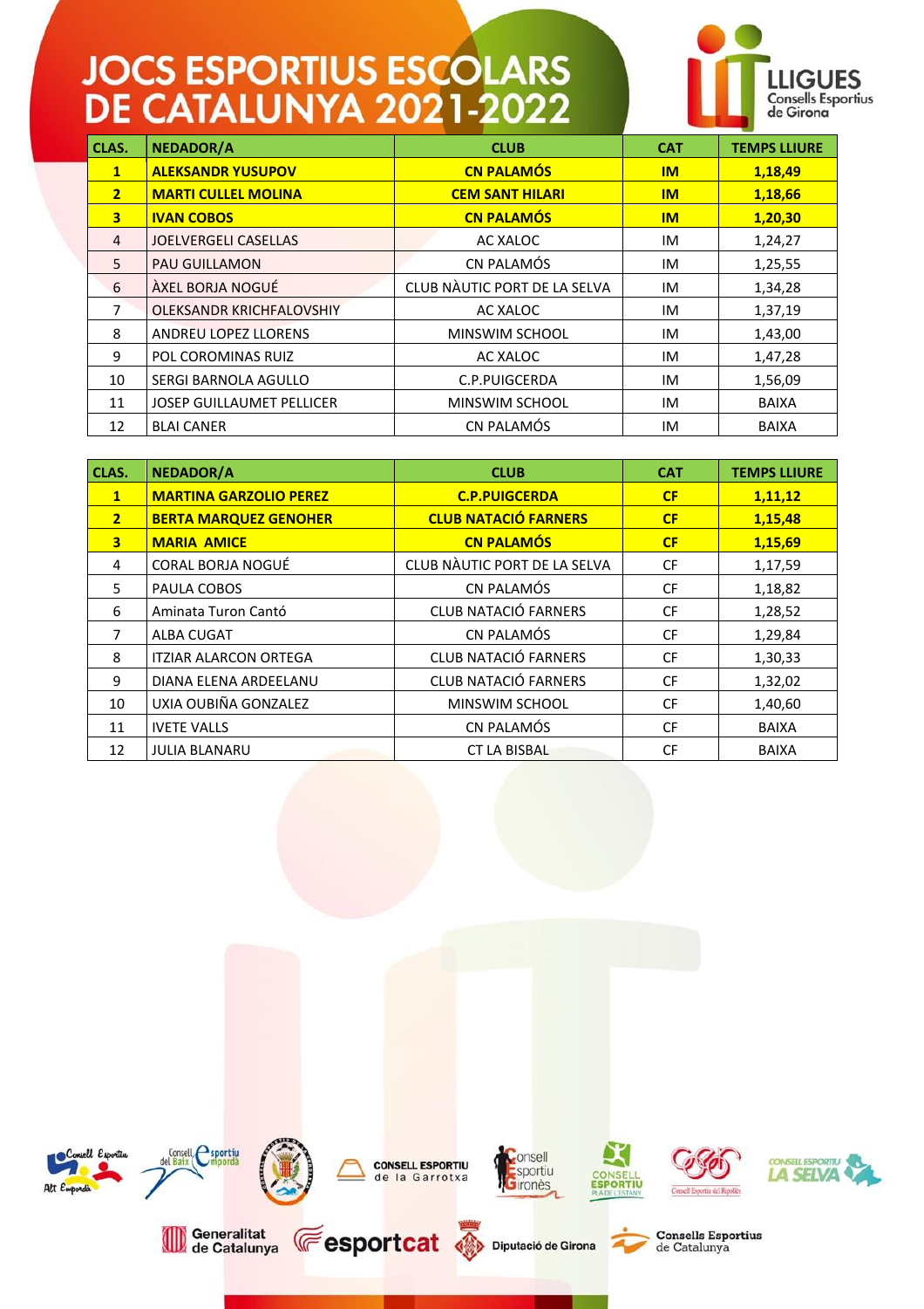# JOCS ESPORTIUS ESCOLARS DE CATALUNYA 2021-2022

LLIGUES Consells Esportius de Girona

| CLAS. | NEDADOR/A | CLUB | CAT | TEMPS LLIURE |
|---|---|---|---|---|
| **1** | **ALEKSANDR YUSUPOV** | **CN PALAMÓS** | **IM** | **1,18,49** |
| **2** | **MARTI CULLEL MOLINA** | **CEM SANT HILARI** | **IM** | **1,18,66** |
| **3** | **IVAN COBOS** | **CN PALAMÓS** | **IM** | **1,20,30** |
| 4 | JOELVERGELI CASELLAS | AC XALOC | IM | 1,24,27 |
| 5 | PAU GUILLAMON | CN PALAMÓS | IM | 1,25,55 |
| 6 | ÀXEL BORJA NOGUÉ | CLUB NÀUTIC PORT DE LA SELVA | IM | 1,34,28 |
| 7 | OLEKSANDR KRICHFALOVSHIY | AC XALOC | IM | 1,37,19 |
| 8 | ANDREU LOPEZ LLORENS | MINSWIM SCHOOL | IM | 1,43,00 |
| 9 | POL COROMINAS RUIZ | AC XALOC | IM | 1,47,28 |
| 10 | SERGI BARNOLA AGULLO | C.P.PUIGCERDA | IM | 1,56,09 |
| 11 | JOSEP GUILLAUMET PELLICER | MINSWIM SCHOOL | IM | BAIXA |
| 12 | BLAI CANER | CN PALAMÓS | IM | BAIXA |

| CLAS. | NEDADOR/A | CLUB | CAT | TEMPS LLIURE |
|---|---|---|---|---|
| **1** | **MARTINA GARZOLIO PEREZ** | **C.P.PUIGCERDA** | **CF** | **1,11,12** |
| **2** | **BERTA MARQUEZ GENOHER** | **CLUB NATACIÓ FARNERS** | **CF** | **1,15,48** |
| **3** | **MARIA AMICE** | **CN PALAMÓS** | **CF** | **1,15,69** |
| 4 | CORAL BORJA NOGUÉ | CLUB NÀUTIC PORT DE LA SELVA | CF | 1,17,59 |
| 5 | PAULA COBOS | CN PALAMÓS | CF | 1,18,82 |
| 6 | Aminata Turon Cantó | CLUB NATACIÓ FARNERS | CF | 1,28,52 |
| 7 | ALBA CUGAT | CN PALAMÓS | CF | 1,29,84 |
| 8 | ITZIAR ALARCON ORTEGA | CLUB NATACIÓ FARNERS | CF | 1,30,33 |
| 9 | DIANA ELENA ARDEELANU | CLUB NATACIÓ FARNERS | CF | 1,32,02 |
| 10 | UXIA OUBIÑA GONZALEZ | MINSWIM SCHOOL | CF | 1,40,60 |
| 11 | IVETE VALLS | CN PALAMÓS | CF | BAIXA |
| 12 | JULIA BLANARU | CT LA BISBAL | CF | BAIXA |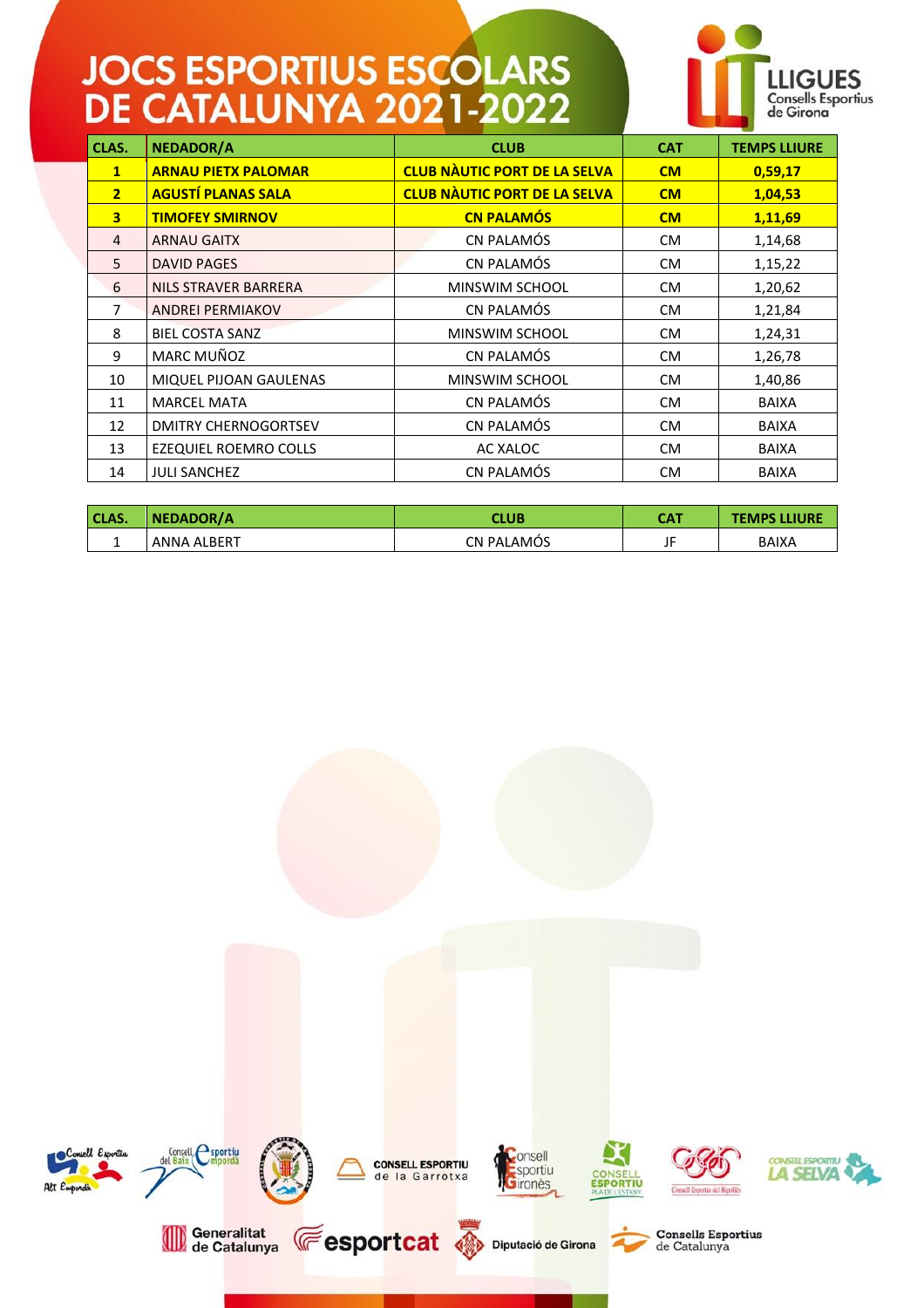# JOCS ESPORTIUS ESCOLARS DE CATALUNYA 2021-2022

| CLAS. | NEDADOR/A | CLUB | CAT | TEMPS LLIURE |
|---|---|---|---|---|
| **1** | **ARNAU PIETX PALOMAR** | **CLUB NÀUTIC PORT DE LA SELVA** | **CM** | **0,59,17** |
| **2** | **AGUSTÍ PLANAS SALA** | **CLUB NÀUTIC PORT DE LA SELVA** | **CM** | **1,04,53** |
| **3** | **TIMOFEY SMIRNOV** | **CN PALAMÓS** | **CM** | **1,11,69** |
| 4 | ARNAU GAITX | CN PALAMÓS | CM | 1,14,68 |
| 5 | DAVID PAGES | CN PALAMÓS | CM | 1,15,22 |
| 6 | NILS STRAVER BARRERA | MINSWIM SCHOOL | CM | 1,20,62 |
| 7 | ANDREI PERMIAKOV | CN PALAMÓS | CM | 1,21,84 |
| 8 | BIEL COSTA SANZ | MINSWIM SCHOOL | CM | 1,24,31 |
| 9 | MARC MUÑOZ | CN PALAMÓS | CM | 1,26,78 |
| 10 | MIQUEL PIJOAN GAULENAS | MINSWIM SCHOOL | CM | 1,40,86 |
| 11 | MARCEL MATA | CN PALAMÓS | CM | BAIXA |
| 12 | DMITRY CHERNOGORTSEV | CN PALAMÓS | CM | BAIXA |
| 13 | EZEQUIEL ROEMRO COLLS | AC XALOC | CM | BAIXA |
| 14 | JULI SANCHEZ | CN PALAMÓS | CM | BAIXA |

| CLAS. | NEDADOR/A | CLUB | CAT | TEMPS LLIURE |
|---|---|---|---|---|
| 1 | ANNA ALBERT | CN PALAMÓS | JF | BAIXA |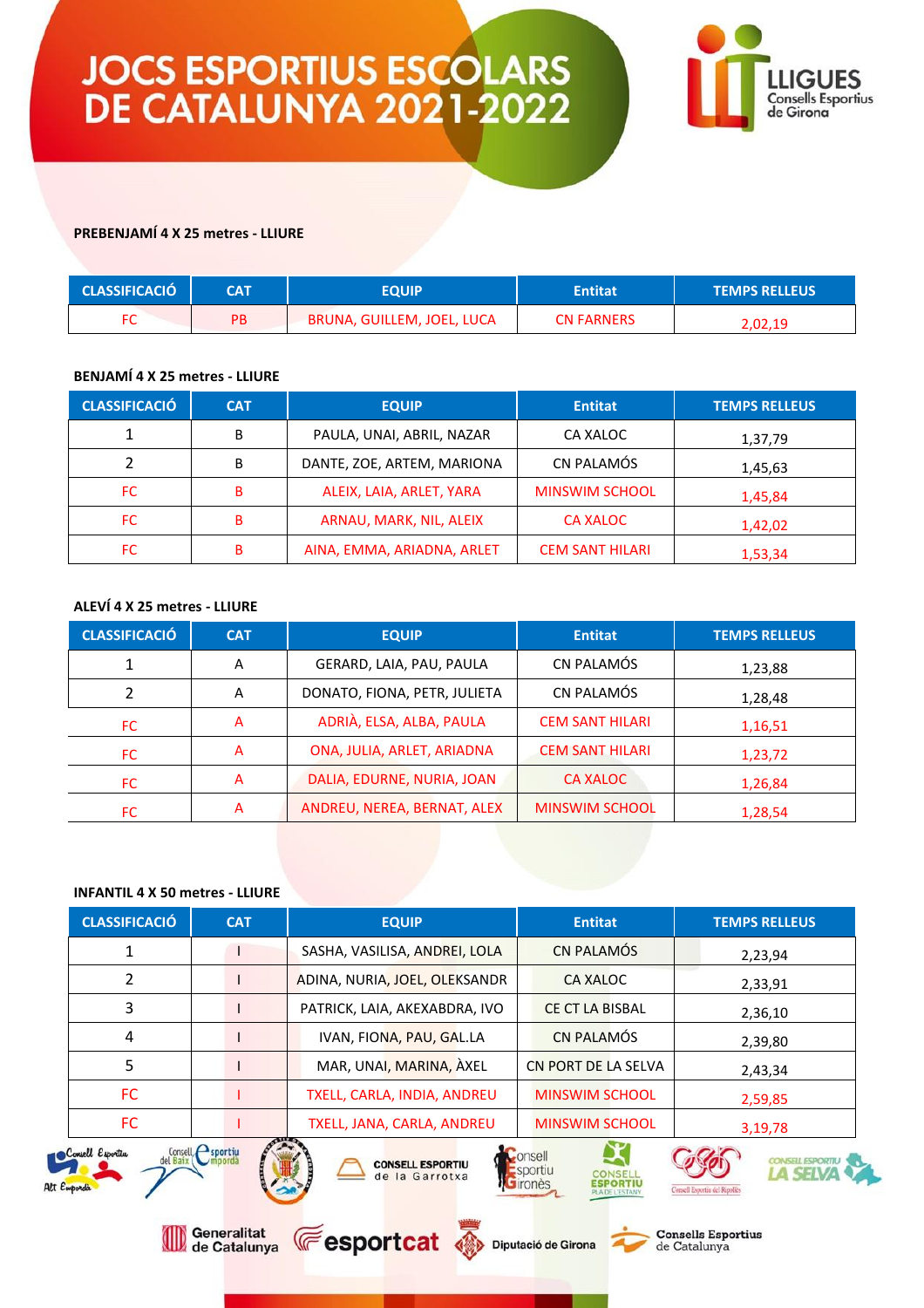# JOCS ESPORTIUS ESCOLARS DE CATALUNYA 2021-2022

LLIGUES Consells Esportius de Girona

**PREBENJAMÍ 4 X 25 metres - LLIURE**

| CLASSIFICACIÓ | CAT | EQUIP | Entitat | TEMPS RELLEUS |
|---|---|---|---|---|
| FC | PB | BRUNA, GUILLEM, JOEL, LUCA | CN FARNERS | 2,02,19 |

**BENJAMÍ 4 X 25 metres - LLIURE**

| CLASSIFICACIÓ | CAT | EQUIP | Entitat | TEMPS RELLEUS |
|---|---|---|---|---|
| 1 | B | PAULA, UNAI, ABRIL, NAZAR | CA XALOC | 1,37,79 |
| 2 | B | DANTE, ZOE, ARTEM, MARIONA | CN PALAMÓS | 1,45,63 |
| FC | B | ALEIX, LAIA, ARLET, YARA | MINSWIM SCHOOL | 1,45,84 |
| FC | B | ARNAU, MARK, NIL, ALEIX | CA XALOC | 1,42,02 |
| FC | B | AINA, EMMA, ARIADNA, ARLET | CEM SANT HILARI | 1,53,34 |

**ALEVÍ 4 X 25 metres - LLIURE**

| CLASSIFICACIÓ | CAT | EQUIP | Entitat | TEMPS RELLEUS |
|---|---|---|---|---|
| 1 | A | GERARD, LAIA, PAU, PAULA | CN PALAMÓS | 1,23,88 |
| 2 | A | DONATO, FIONA, PETR, JULIETA | CN PALAMÓS | 1,28,48 |
| FC | A | ADRIÀ, ELSA, ALBA, PAULA | CEM SANT HILARI | 1,16,51 |
| FC | A | ONA, JULIA, ARLET, ARIADNA | CEM SANT HILARI | 1,23,72 |
| FC | A | DALIA, EDURNE, NURIA, JOAN | CA XALOC | 1,26,84 |
| FC | A | ANDREU, NEREA, BERNAT, ALEX | MINSWIM SCHOOL | 1,28,54 |

**INFANTIL 4 X 50 metres - LLIURE**

| CLASSIFICACIÓ | CAT | EQUIP | Entitat | TEMPS RELLEUS |
|---|---|---|---|---|
| 1 | I | SASHA, VASILISA, ANDREI, LOLA | CN PALAMÓS | 2,23,94 |
| 2 | I | ADINA, NURIA, JOEL, OLEKSANDR | CA XALOC | 2,33,91 |
| 3 | I | PATRICK, LAIA, AKEXABDRA, IVO | CE CT LA BISBAL | 2,36,10 |
| 4 | I | IVAN, FIONA, PAU, GAL.LA | CN PALAMÓS | 2,39,80 |
| 5 | I | MAR, UNAI, MARINA, ÀXEL | CN PORT DE LA SELVA | 2,43,34 |
| FC | I | TXELL, CARLA, INDIA, ANDREU | MINSWIM SCHOOL | 2,59,85 |
| FC | I | TXELL, JANA, CARLA, ANDREU | MINSWIM SCHOOL | 3,19,78 |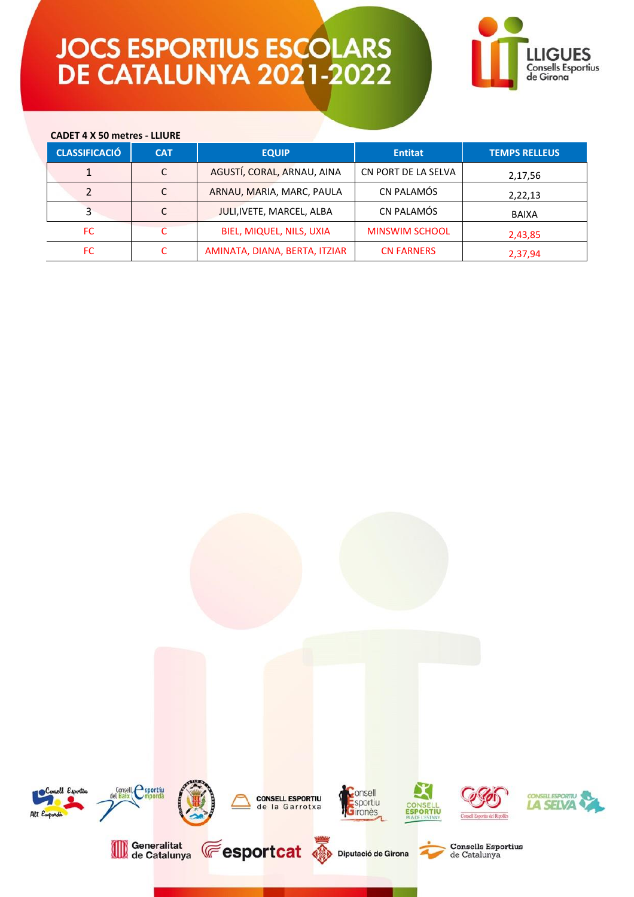# JOCS ESPORTIUS ESCOLARS DE CATALUNYA 2021-2022

LLIGUES Consells Esportius de Girona

**CADET 4 X 50 metres - LLIURE**

| CLASSIFICACIÓ | CAT | EQUIP | Entitat | TEMPS RELLEUS |
|---|---|---|---|---|
| 1 | C | AGUSTÍ, CORAL, ARNAU, AINA | CN PORT DE LA SELVA | 2,17,56 |
| 2 | C | ARNAU, MARIA, MARC, PAULA | CN PALAMÓS | 2,22,13 |
| 3 | C | JULI,IVETE, MARCEL, ALBA | CN PALAMÓS | BAIXA |
| FC | C | BIEL, MIQUEL, NILS, UXIA | MINSWIM SCHOOL | 2,43,85 |
| FC | C | AMINATA, DIANA, BERTA, ITZIAR | CN FARNERS | 2,37,94 |